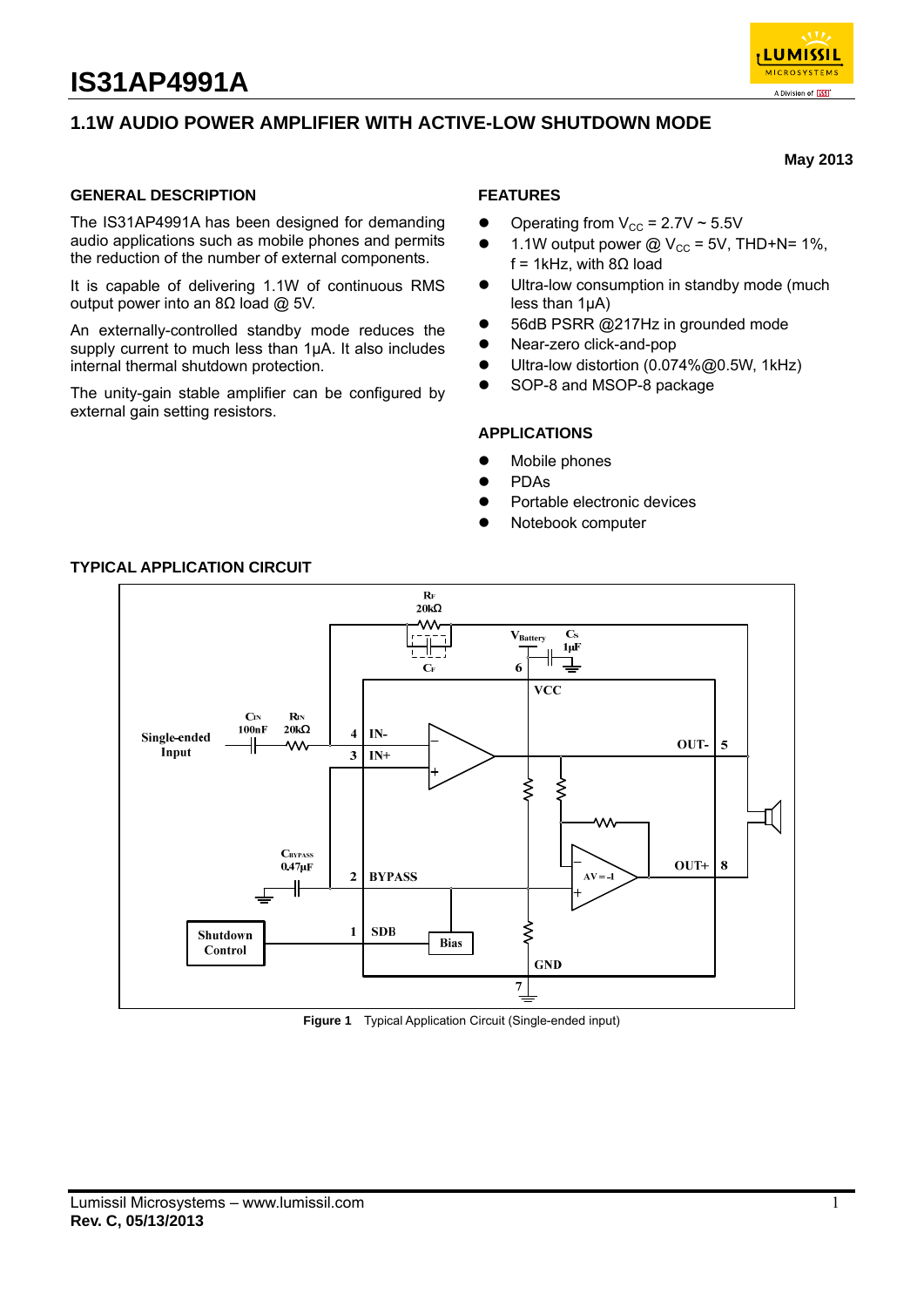# IS31AP4991A

## 1.1W AUDIO POWER AMPLIFIER WITH ACTIVE-LOW SHUTDOWN MODE

**May 2013**

### GENERAL DESCRIPTION

The IS31AP4991A has been designed for demanding audio applications such as mobile phones and permits the reduction of the number of external components.

It is capable of delivering 1.1W of continuous RMS output power into an 8Ω load @ 5V.

An externally-controlled standby mode reduces the supply current to much less than 1μA. It also includes internal thermal shutdown protection.

The unity-gain stable amplifier can be configured by external gain setting resistors.

### FEATURES

- Operating from $V_{CC}$ = 2.7V ~ 5.5V
- 1.1W output power @ $V_{CC}$ = 5V, THD+N= 1%, f = 1kHz, with 8Ω load
- Ultra-low consumption in standby mode (much less than 1μA)
- 56dB PSRR @217Hz in grounded mode
- Near-zero click-and-pop
- Ultra-low distortion (0.074%@0.5W, 1kHz)
- SOP-8 and MSOP-8 package

### APPLICATIONS

- Mobile phones
- PDAs
- Portable electronic devices
- Notebook computer

### TYPICAL APPLICATION CIRCUIT

**Figure 1** Typical Application Circuit (Single-ended input)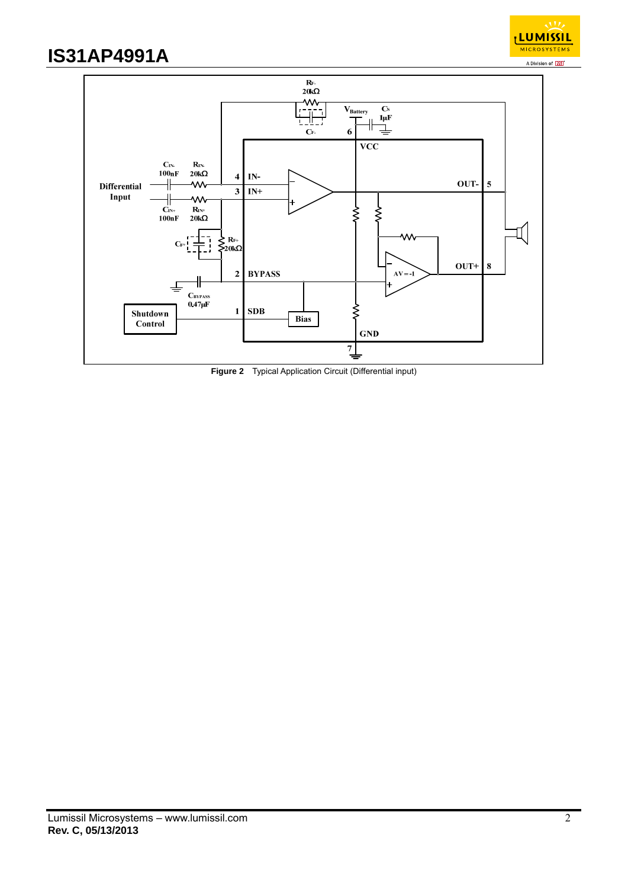Figure 2 Typical Application Circuit (Differential input)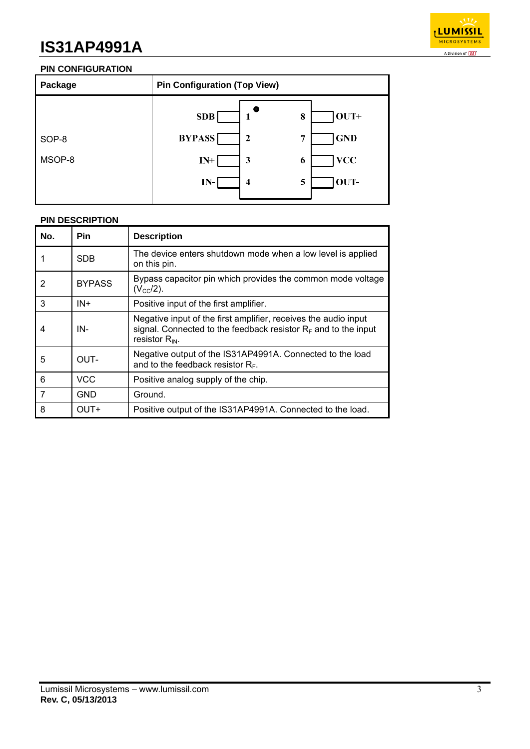## PIN CONFIGURATION

| Package | Pin Configuration (Top View) |
|---|---|
| SOP-8<br>MSOP-8 | SDB 1 / 8 OUT+<br>BYPASS 2 / 7 GND<br>IN+ 3 / 6 VCC<br>IN- 4 / 5 OUT- |

## PIN DESCRIPTION

| No. | Pin | Description |
|---|---|---|
| 1 | SDB | The device enters shutdown mode when a low level is applied on this pin. |
| 2 | BYPASS | Bypass capacitor pin which provides the common mode voltage ($V_{CC}/2$). |
| 3 | IN+ | Positive input of the first amplifier. |
| 4 | IN- | Negative input of the first amplifier, receives the audio input signal. Connected to the feedback resistor $R_F$ and to the input resistor $R_{IN}$. |
| 5 | OUT- | Negative output of the IS31AP4991A. Connected to the load and to the feedback resistor $R_F$. |
| 6 | VCC | Positive analog supply of the chip. |
| 7 | GND | Ground. |
| 8 | OUT+ | Positive output of the IS31AP4991A. Connected to the load. |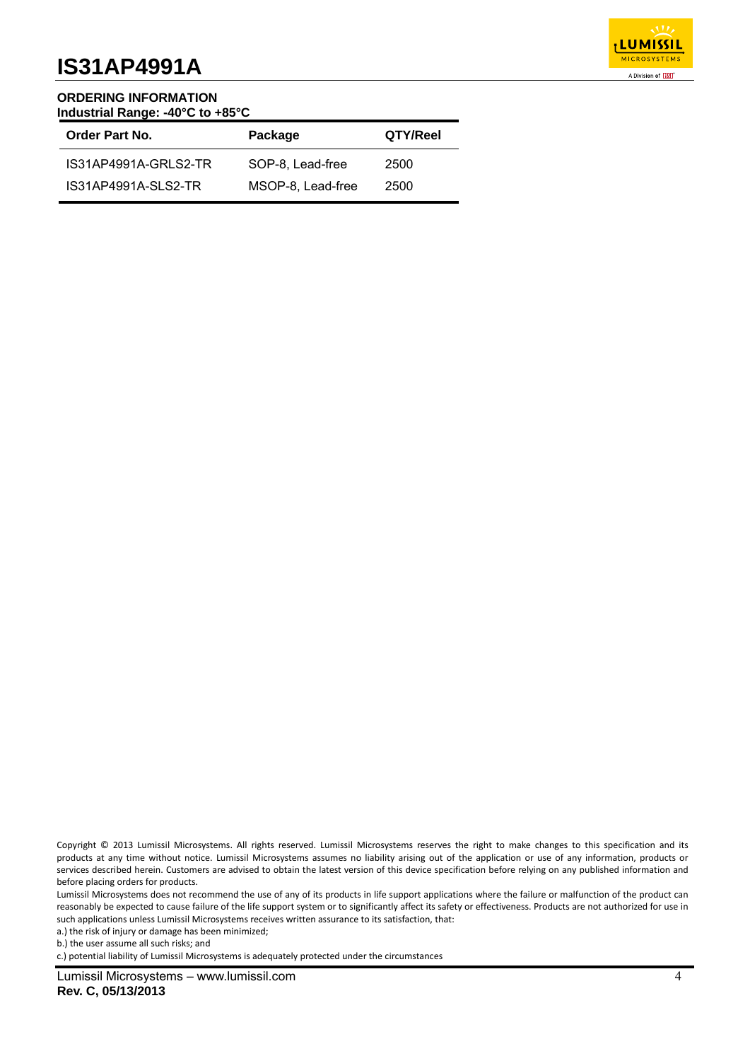## ORDERING INFORMATION

**Industrial Range: -40°C to +85°C**

| Order Part No. | Package | QTY/Reel |
| --- | --- | --- |
| IS31AP4991A-GRLS2-TR | SOP-8, Lead-free | 2500 |
| IS31AP4991A-SLS2-TR | MSOP-8, Lead-free | 2500 |

Copyright © 2013 Lumissil Microsystems. All rights reserved. Lumissil Microsystems reserves the right to make changes to this specification and its products at any time without notice. Lumissil Microsystems assumes no liability arising out of the application or use of any information, products or services described herein. Customers are advised to obtain the latest version of this device specification before relying on any published information and before placing orders for products.

Lumissil Microsystems does not recommend the use of any of its products in life support applications where the failure or malfunction of the product can reasonably be expected to cause failure of the life support system or to significantly affect its safety or effectiveness. Products are not authorized for use in such applications unless Lumissil Microsystems receives written assurance to its satisfaction, that:

a.) the risk of injury or damage has been minimized;

b.) the user assume all such risks; and

c.) potential liability of Lumissil Microsystems is adequately protected under the circumstances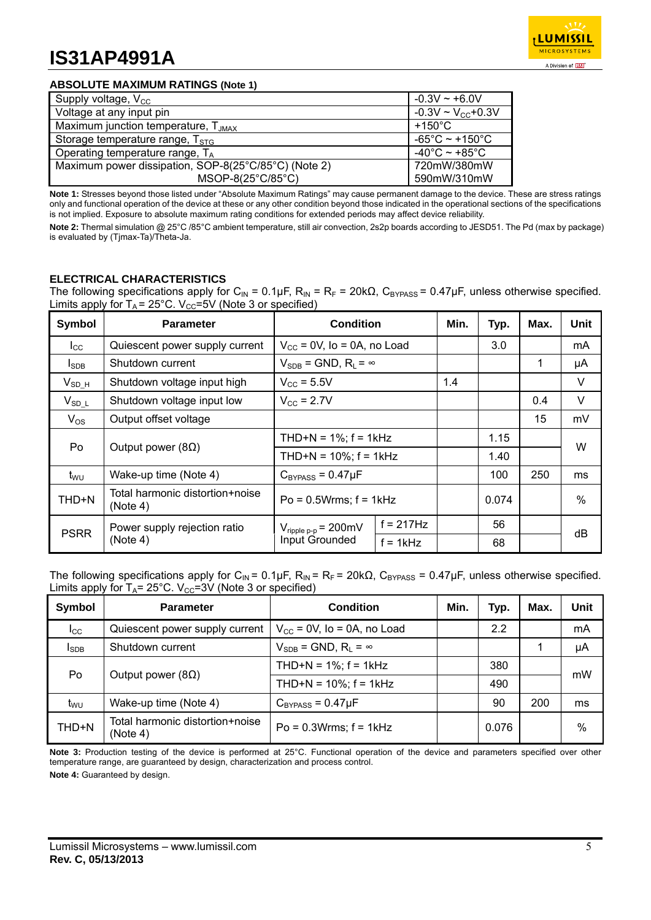# IS31AP4991A

## ABSOLUTE MAXIMUM RATINGS (Note 1)

| | |
|---|---|
| Supply voltage, $V_{CC}$ | -0.3V ~ +6.0V |
| Voltage at any input pin | -0.3V ~ $V_{CC}$+0.3V |
| Maximum junction temperature, $T_{JMAX}$ | +150°C |
| Storage temperature range, $T_{STG}$ | -65°C ~ +150°C |
| Operating temperature range, $T_A$ | -40°C ~ +85°C |
| Maximum power dissipation, SOP-8(25°C/85°C) (Note 2)<br>MSOP-8(25°C/85°C) | 720mW/380mW<br>590mW/310mW |

**Note 1:** Stresses beyond those listed under "Absolute Maximum Ratings" may cause permanent damage to the device. These are stress ratings only and functional operation of the device at these or any other condition beyond those indicated in the operational sections of the specifications is not implied. Exposure to absolute maximum rating conditions for extended periods may affect device reliability.

**Note 2:** Thermal simulation @ 25°C /85°C ambient temperature, still air convection, 2s2p boards according to JESD51. The Pd (max by package) is evaluated by (Tjmax-Ta)/Theta-Ja.

## ELECTRICAL CHARACTERISTICS

The following specifications apply for $C_{IN}$ = 0.1μF, $R_{IN}$ = $R_F$ = 20kΩ, $C_{BYPASS}$ = 0.47μF, unless otherwise specified. Limits apply for $T_A$ = 25°C. $V_{CC}$=5V (Note 3 or specified)

| Symbol | Parameter | Condition | | Min. | Typ. | Max. | Unit |
|---|---|---|---|---|---|---|---|
| $I_{CC}$ | Quiescent power supply current | $V_{CC}$ = 0V, Io = 0A, no Load | | | 3.0 | | mA |
| $I_{SDB}$ | Shutdown current | $V_{SDB}$ = GND, $R_L$ = ∞ | | | | 1 | μA |
| $V_{SD\_H}$ | Shutdown voltage input high | $V_{CC}$ = 5.5V | | 1.4 | | | V |
| $V_{SD\_L}$ | Shutdown voltage input low | $V_{CC}$ = 2.7V | | | | 0.4 | V |
| $V_{OS}$ | Output offset voltage | | | | | 15 | mV |
| Po | Output power (8Ω) | THD+N = 1%; f = 1kHz | | | 1.15 | | W |
| | | THD+N = 10%; f = 1kHz | | | 1.40 | | |
| $t_{WU}$ | Wake-up time (Note 4) | $C_{BYPASS}$ = 0.47μF | | | 100 | 250 | ms |
| THD+N | Total harmonic distortion+noise (Note 4) | Po = 0.5Wrms; f = 1kHz | | | 0.074 | | % |
| PSRR | Power supply rejection ratio (Note 4) | $V_{ripple\ p-p}$ = 200mV Input Grounded | f = 217Hz | | 56 | | dB |
| | | | f = 1kHz | | 68 | | |

The following specifications apply for $C_{IN}$ = 0.1μF, $R_{IN}$ = $R_F$ = 20kΩ, $C_{BYPASS}$ = 0.47μF, unless otherwise specified. Limits apply for $T_A$= 25°C. $V_{CC}$=3V (Note 3 or specified)

| Symbol | Parameter | Condition | Min. | Typ. | Max. | Unit |
|---|---|---|---|---|---|---|
| $I_{CC}$ | Quiescent power supply current | $V_{CC}$ = 0V, Io = 0A, no Load | | 2.2 | | mA |
| $I_{SDB}$ | Shutdown current | $V_{SDB}$ = GND, $R_L$ = ∞ | | | 1 | μA |
| Po | Output power (8Ω) | THD+N = 1%; f = 1kHz | | 380 | | mW |
| | | THD+N = 10%; f = 1kHz | | 490 | | |
| $t_{WU}$ | Wake-up time (Note 4) | $C_{BYPASS}$ = 0.47μF | | 90 | 200 | ms |
| THD+N | Total harmonic distortion+noise (Note 4) | Po = 0.3Wrms; f = 1kHz | | 0.076 | | % |

**Note 3:** Production testing of the device is performed at 25°C. Functional operation of the device and parameters specified over other temperature range, are guaranteed by design, characterization and process control.

**Note 4:** Guaranteed by design.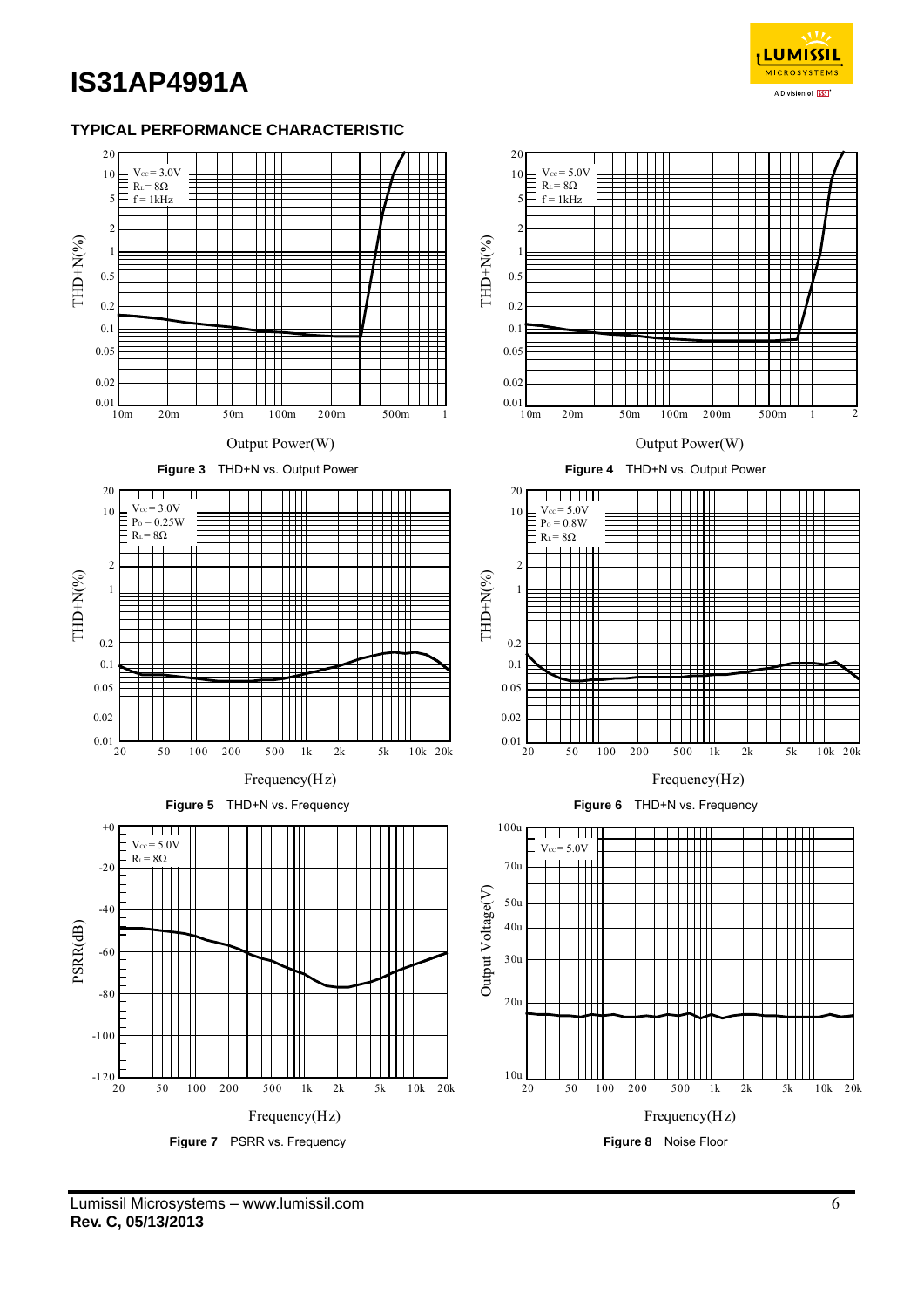## TYPICAL PERFORMANCE CHARACTERISTIC

Figure 3 THD+N vs. Output Power

Figure 4 THD+N vs. Output Power

Figure 5 THD+N vs. Frequency

Figure 6 THD+N vs. Frequency

Figure 7 PSRR vs. Frequency

Figure 8 Noise Floor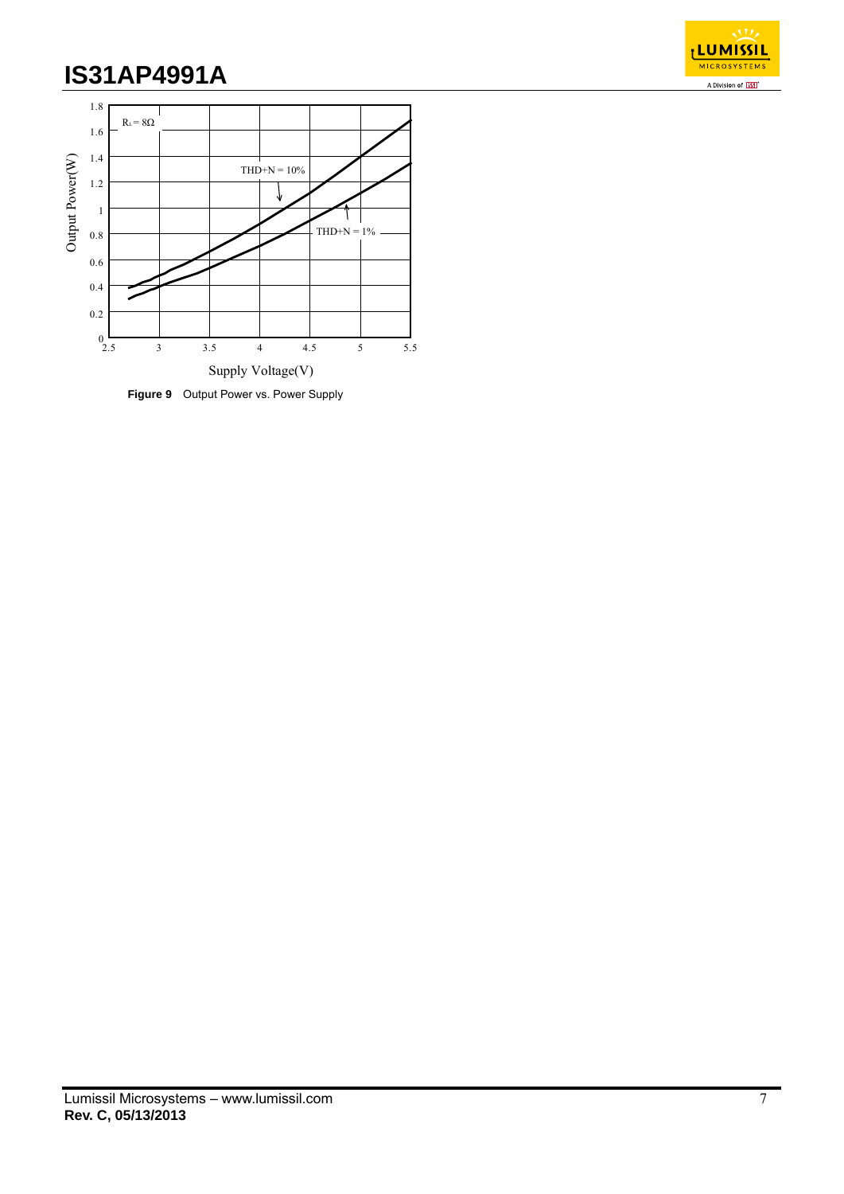Figure 9 Output Power vs. Power Supply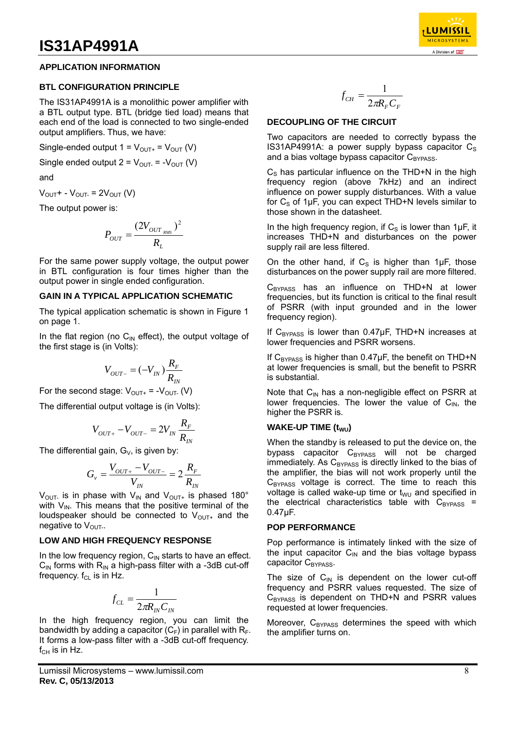## APPLICATION INFORMATION

### BTL CONFIGURATION PRINCIPLE

The IS31AP4991A is a monolithic power amplifier with a BTL output type. BTL (bridge tied load) means that each end of the load is connected to two single-ended output amplifiers. Thus, we have:

Single-ended output 1 = $V_{OUT+}$ = $V_{OUT}$ (V)

Single ended output 2 = $V_{OUT-}$ = $-V_{OUT}$ (V)

and

$V_{OUT}+$ - $V_{OUT-}$ = $2V_{OUT}$ (V)

The output power is:

$$P_{OUT} = \frac{(2V_{OUT_{RMS}})^2}{R_L}$$

For the same power supply voltage, the output power in BTL configuration is four times higher than the output power in single ended configuration.

### GAIN IN A TYPICAL APPLICATION SCHEMATIC

The typical application schematic is shown in Figure 1 on page 1.

In the flat region (no $C_{IN}$ effect), the output voltage of the first stage is (in Volts):

$$V_{OUT-} = (-V_{IN})\frac{R_F}{R_{IN}}$$

For the second stage: $V_{OUT+}$ = $-V_{OUT-}$ (V)

The differential output voltage is (in Volts):

$$V_{OUT+} - V_{OUT-} = 2V_{IN}\frac{R_F}{R_{IN}}$$

The differential gain, $G_V$, is given by:

$$G_v = \frac{V_{OUT+} - V_{OUT-}}{V_{IN}} = 2\frac{R_F}{R_{IN}}$$

$V_{OUT-}$ is in phase with $V_{IN}$ and $V_{OUT+}$ is phased 180° with $V_{IN}$. This means that the positive terminal of the loudspeaker should be connected to $V_{OUT+}$ and the negative to $V_{OUT-}$.

### LOW AND HIGH FREQUENCY RESPONSE

In the low frequency region, $C_{IN}$ starts to have an effect. $C_{IN}$ forms with $R_{IN}$ a high-pass filter with a -3dB cut-off frequency. $f_{CL}$ is in Hz.

$$f_{CL} = \frac{1}{2\pi R_{IN} C_{IN}}$$

In the high frequency region, you can limit the bandwidth by adding a capacitor ($C_F$) in parallel with $R_F$. It forms a low-pass filter with a -3dB cut-off frequency. $f_{CH}$ is in Hz.

$$f_{CH} = \frac{1}{2\pi R_F C_F}$$

### DECOUPLING OF THE CIRCUIT

Two capacitors are needed to correctly bypass the IS31AP4991A: a power supply bypass capacitor $C_S$ and a bias voltage bypass capacitor $C_{BYPASS}$.

$C_S$ has particular influence on the THD+N in the high frequency region (above 7kHz) and an indirect influence on power supply disturbances. With a value for $C_S$ of 1μF, you can expect THD+N levels similar to those shown in the datasheet.

In the high frequency region, if $C_S$ is lower than 1μF, it increases THD+N and disturbances on the power supply rail are less filtered.

On the other hand, if $C_S$ is higher than 1μF, those disturbances on the power supply rail are more filtered.

$C_{BYPASS}$ has an influence on THD+N at lower frequencies, but its function is critical to the final result of PSRR (with input grounded and in the lower frequency region).

If $C_{BYPASS}$ is lower than 0.47μF, THD+N increases at lower frequencies and PSRR worsens.

If $C_{BYPASS}$ is higher than 0.47μF, the benefit on THD+N at lower frequencies is small, but the benefit to PSRR is substantial.

Note that $C_{IN}$ has a non-negligible effect on PSRR at lower frequencies. The lower the value of $C_{IN}$, the higher the PSRR is.

### WAKE-UP TIME ($t_{WU}$)

When the standby is released to put the device on, the bypass capacitor $C_{BYPASS}$ will not be charged immediately. As $C_{BYPASS}$ is directly linked to the bias of the amplifier, the bias will not work properly until the $C_{BYPASS}$ voltage is correct. The time to reach this voltage is called wake-up time or $t_{WU}$ and specified in the electrical characteristics table with $C_{BYPASS}$ = 0.47μF.

### POP PERFORMANCE

Pop performance is intimately linked with the size of the input capacitor $C_{IN}$ and the bias voltage bypass capacitor $C_{BYPASS}$.

The size of $C_{IN}$ is dependent on the lower cut-off frequency and PSRR values requested. The size of $C_{BYPASS}$ is dependent on THD+N and PSRR values requested at lower frequencies.

Moreover, $C_{BYPASS}$ determines the speed with which the amplifier turns on.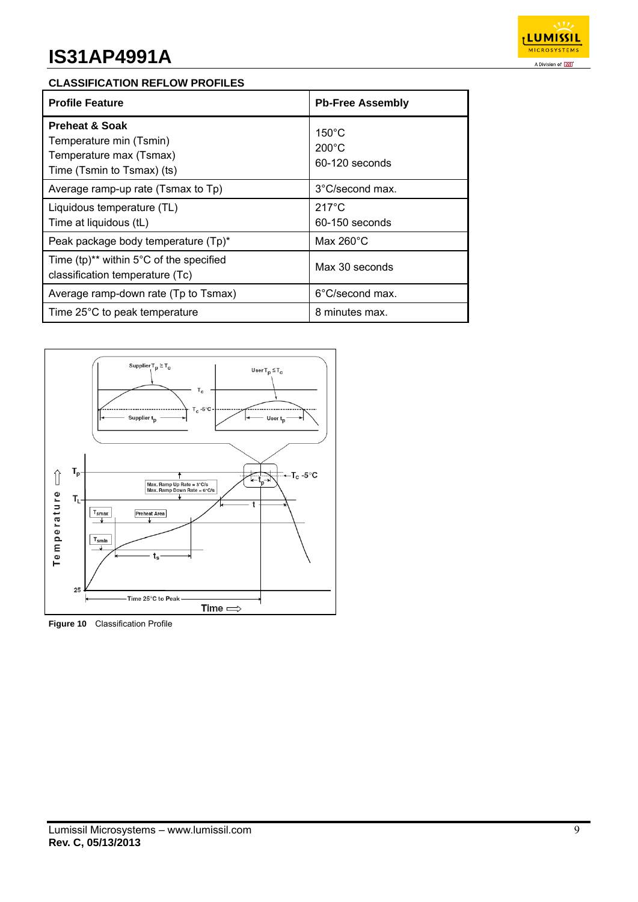## CLASSIFICATION REFLOW PROFILES

| Profile Feature | Pb-Free Assembly |
|---|---|
| **Preheat & Soak**<br>Temperature min (Tsmin)<br>Temperature max (Tsmax)<br>Time (Tsmin to Tsmax) (ts) | 150°C<br>200°C<br>60-120 seconds |
| Average ramp-up rate (Tsmax to Tp) | 3°C/second max. |
| Liquidous temperature (TL)<br>Time at liquidous (tL) | 217°C<br>60-150 seconds |
| Peak package body temperature (Tp)* | Max 260°C |
| Time (tp)** within 5°C of the specified classification temperature (Tc) | Max 30 seconds |
| Average ramp-down rate (Tp to Tsmax) | 6°C/second max. |
| Time 25°C to peak temperature | 8 minutes max. |

**Figure 10** Classification Profile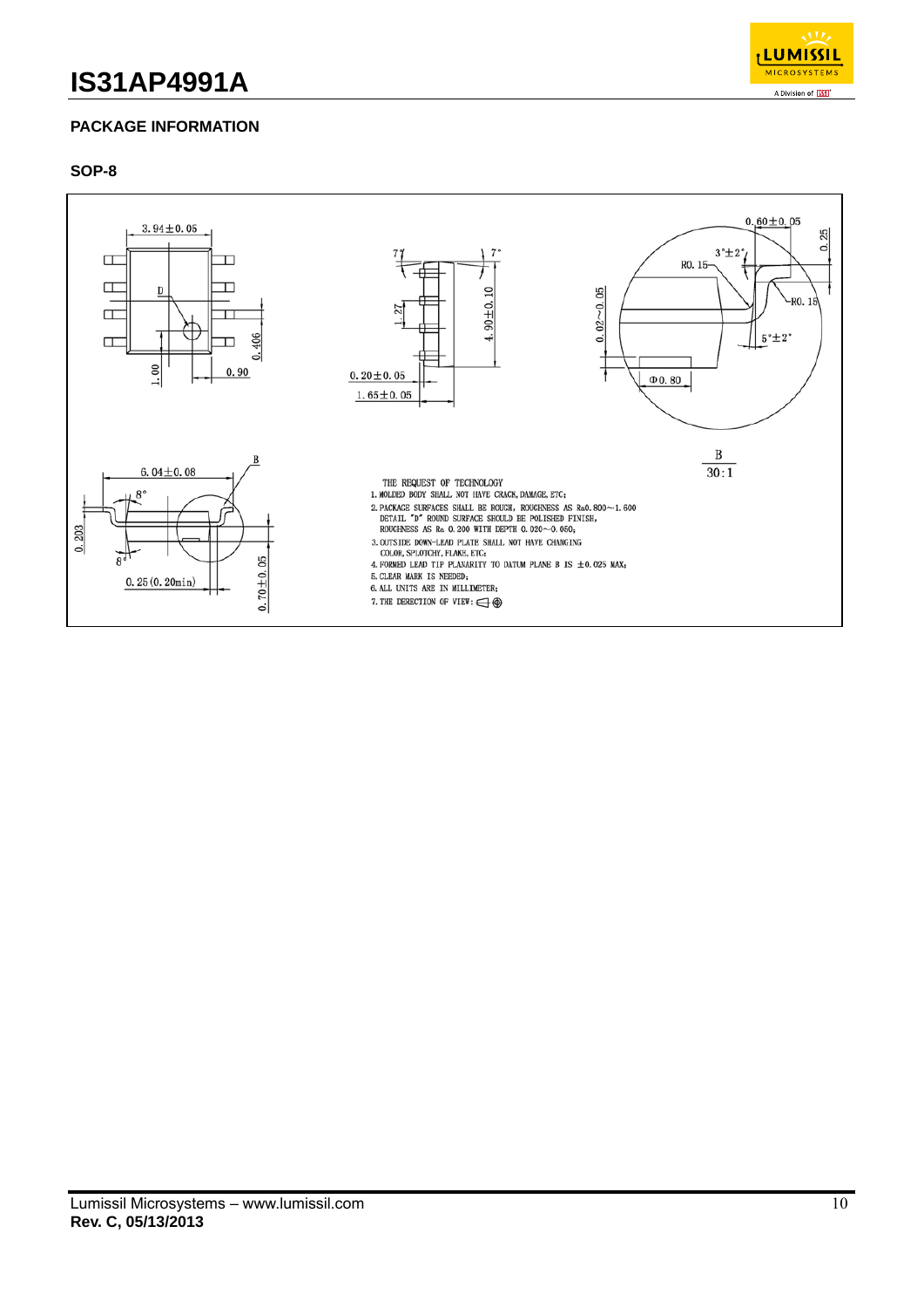## PACKAGE INFORMATION

### SOP-8

3.94±0.05

7° 7°

0.60±0.05

0.25

3°±2°

R0.15

R0.15

D

1.27

4.90±0.10

0.02~0.05

5°±2°

0.406

1.00

0.90

0.20±0.05

1.65±0.05

Φ0.80

B

6.04±0.08

B

30:1

8°

0.203

8°

0.25(0.20min)

0.70±0.05

THE REQUEST OF TECHNOLOGY

1. MOLDED BODY SHALL NOT HAVE CRACK, DAMAGE, ETC;
2. PACKAGE SURFACES SHALL BE ROUGH, ROUGHNESS AS Ra0.800~1.600 DETAIL "D" ROUND SURFACE SHOULD BE POLISHED FINISH, ROUGHNESS AS Ra 0.200 WITH DEPTH 0.020~0.050;
3. OUTSIDE DOWN-LEAD PLATE SHALL NOT HAVE CHANGING COLOR, SPLOTCHY, FLAKE, ETC;
4. FORMED LEAD TIP PLANARITY TO DATUM PLANE B IS ±0.025 MAX;
5. CLEAR MARK IS NEEDED;
6. ALL UNITS ARE IN MILLIMETER;
7. THE DERECTION OF VIEW: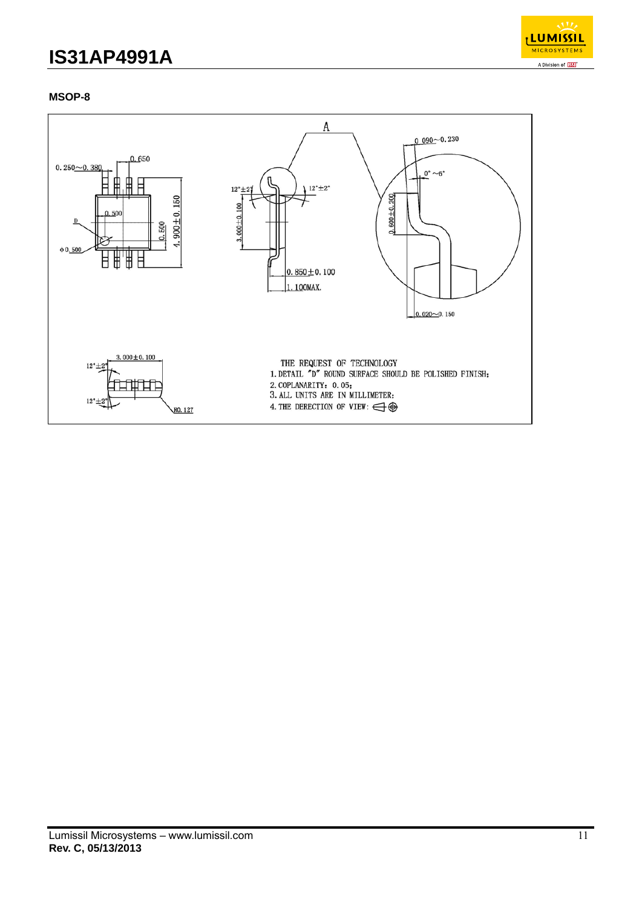**MSOP-8**

A

0.090~0.230

0.650

0.250~0.380

0°~6°

12°±2°

12°±2°

0.500

D

0.500

4.900±0.150

3.000±0.100

0.600±0.200

Φ0.500

0.850±0.100

1.100MAX.

0.020~0.150

3.000±0.100

12°±2°

12°±2°

R0.127

THE REQUEST OF TECHNOLOGY

1. DETAIL "D" ROUND SURFACE SHOULD BE POLISHED FINISH;
2. COPLANARITY: 0.05;
3. ALL UNITS ARE IN MILLIMETER;
4. THE DERECTION OF VIEW: